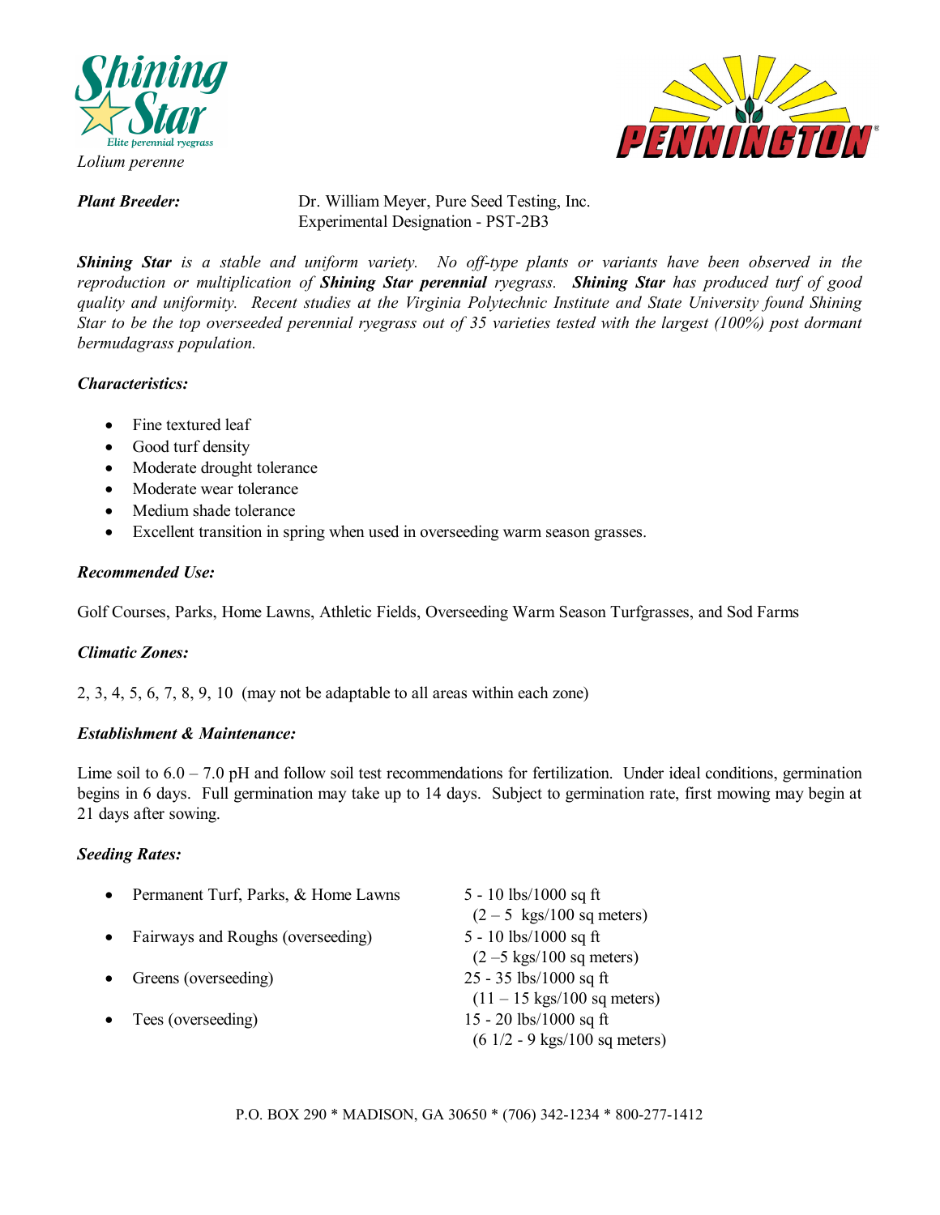# Shining Star

Elite perennial ryegrass

*Lolium perenne*

PENNINGTON

***Plant Breeder:*** Dr. William Meyer, Pure Seed Testing, Inc.
Experimental Designation - PST-2B3

***Shining Star*** *is a stable and uniform variety. No off-type plants or variants have been observed in the reproduction or multiplication of* ***Shining Star perennial*** *ryegrass.* ***Shining Star*** *has produced turf of good quality and uniformity. Recent studies at the Virginia Polytechnic Institute and State University found Shining Star to be the top overseeded perennial ryegrass out of 35 varieties tested with the largest (100%) post dormant bermudagrass population.*

### *Characteristics:*

- Fine textured leaf
- Good turf density
- Moderate drought tolerance
- Moderate wear tolerance
- Medium shade tolerance
- Excellent transition in spring when used in overseeding warm season grasses.

### *Recommended Use:*

Golf Courses, Parks, Home Lawns, Athletic Fields, Overseeding Warm Season Turfgrasses, and Sod Farms

### *Climatic Zones:*

2, 3, 4, 5, 6, 7, 8, 9, 10 (may not be adaptable to all areas within each zone)

### *Establishment & Maintenance:*

Lime soil to 6.0 – 7.0 pH and follow soil test recommendations for fertilization. Under ideal conditions, germination begins in 6 days. Full germination may take up to 14 days. Subject to germination rate, first mowing may begin at 21 days after sowing.

### *Seeding Rates:*

- Permanent Turf, Parks, & Home Lawns — 5 - 10 lbs/1000 sq ft (2 – 5 kgs/100 sq meters)
- Fairways and Roughs (overseeding) — 5 - 10 lbs/1000 sq ft (2 –5 kgs/100 sq meters)
- Greens (overseeding) — 25 - 35 lbs/1000 sq ft (11 – 15 kgs/100 sq meters)
- Tees (overseeding) — 15 - 20 lbs/1000 sq ft (6 1/2 - 9 kgs/100 sq meters)

P.O. BOX 290 * MADISON, GA 30650 * (706) 342-1234 * 800-277-1412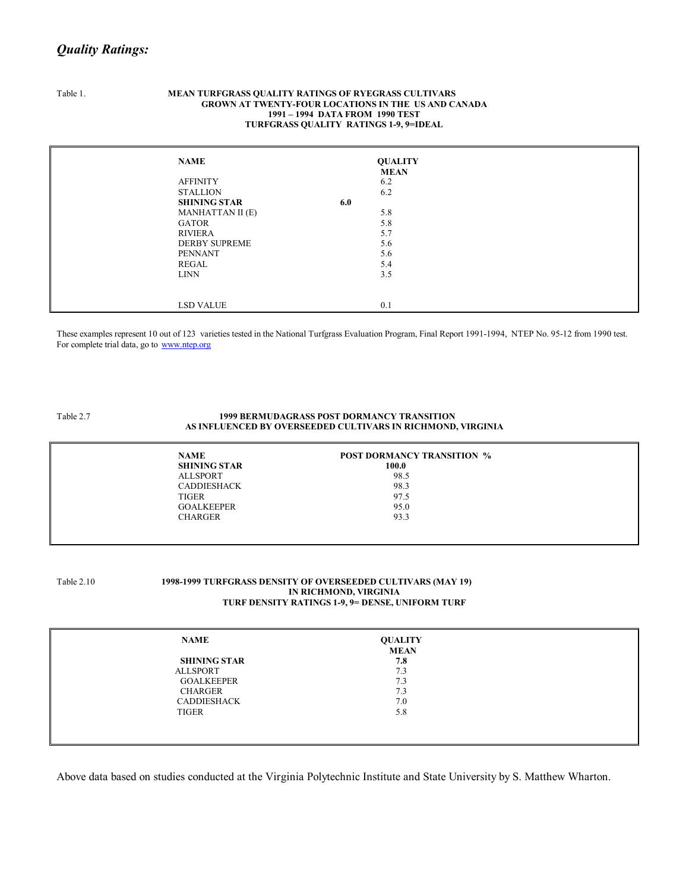### *Quality Ratings:*

Table 1.

**MEAN TURFGRASS QUALITY RATINGS OF RYEGRASS CULTIVARS GROWN AT TWENTY-FOUR LOCATIONS IN THE US AND CANADA 1991 – 1994 DATA FROM 1990 TEST TURFGRASS QUALITY RATINGS 1-9, 9=IDEAL**

| NAME | QUALITY MEAN |
|---|---|
| AFFINITY | 6.2 |
| STALLION | 6.2 |
| **SHINING STAR** | **6.0** |
| MANHATTAN II (E) | 5.8 |
| GATOR | 5.8 |
| RIVIERA | 5.7 |
| DERBY SUPREME | 5.6 |
| PENNANT | 5.6 |
| REGAL | 5.4 |
| LINN | 3.5 |
| LSD VALUE | 0.1 |

These examples represent 10 out of 123 varieties tested in the National Turfgrass Evaluation Program, Final Report 1991-1994, NTEP No. 95-12 from 1990 test. For complete trial data, go to www.ntep.org

Table 2.7

**1999 BERMUDAGRASS POST DORMANCY TRANSITION AS INFLUENCED BY OVERSEEDED CULTIVARS IN RICHMOND, VIRGINIA**

| NAME | POST DORMANCY TRANSITION % |
|---|---|
| **SHINING STAR** | **100.0** |
| ALLSPORT | 98.5 |
| CADDIESHACK | 98.3 |
| TIGER | 97.5 |
| GOALKEEPER | 95.0 |
| CHARGER | 93.3 |

Table 2.10

**1998-1999 TURFGRASS DENSITY OF OVERSEEDED CULTIVARS (MAY 19) IN RICHMOND, VIRGINIA TURF DENSITY RATINGS 1-9, 9= DENSE, UNIFORM TURF**

| NAME | QUALITY MEAN |
|---|---|
| **SHINING STAR** | **7.8** |
| ALLSPORT | 7.3 |
| GOALKEEPER | 7.3 |
| CHARGER | 7.3 |
| CADDIESHACK | 7.0 |
| TIGER | 5.8 |

Above data based on studies conducted at the Virginia Polytechnic Institute and State University by S. Matthew Wharton.